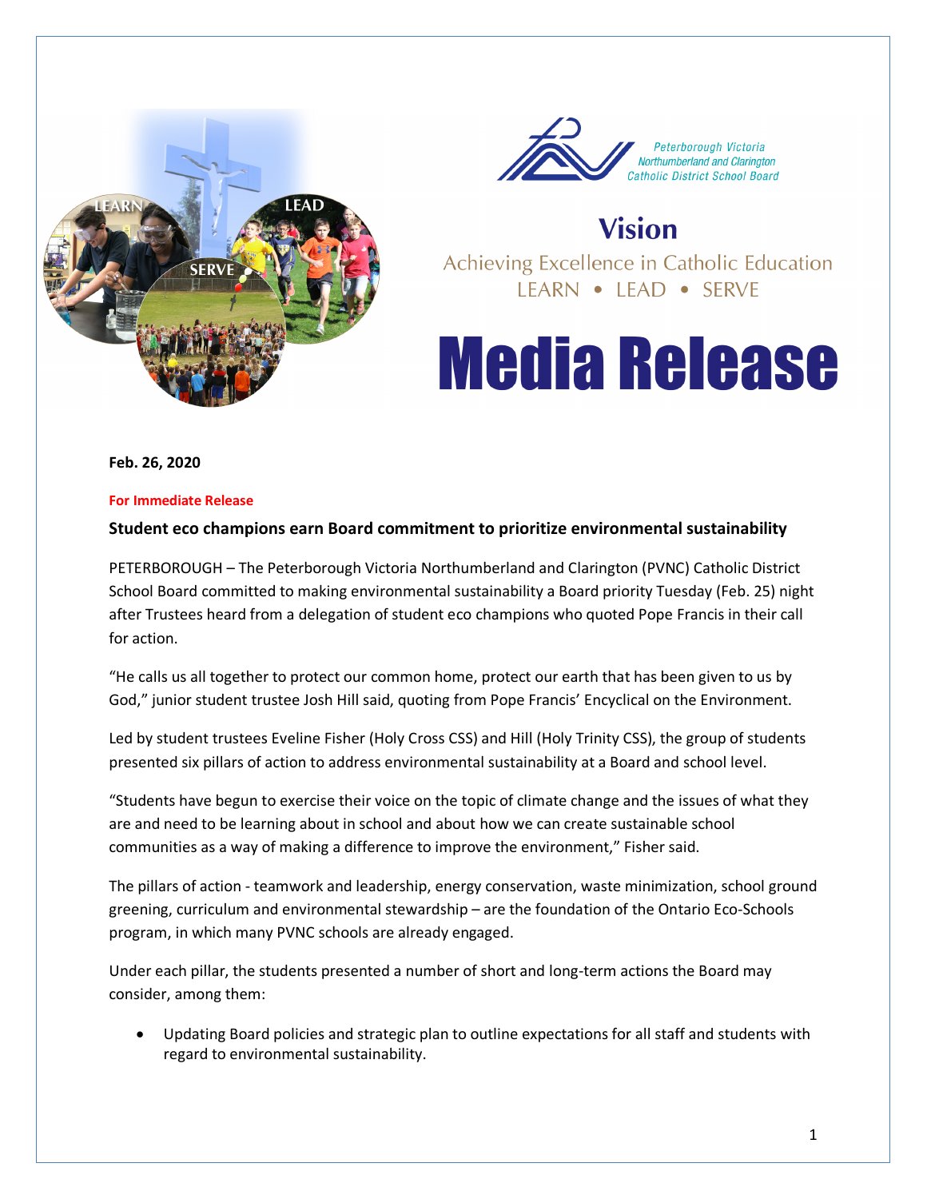Peterborough Victoria Northumberland and Clarington Catholic District School Board

**Vision**

Achieving Excellence in Catholic Education

LEARN • LEAD • SERVE

# Media Release

**Feb. 26, 2020**

**For Immediate Release**

**Student eco champions earn Board commitment to prioritize environmental sustainability**

PETERBOROUGH – The Peterborough Victoria Northumberland and Clarington (PVNC) Catholic District School Board committed to making environmental sustainability a Board priority Tuesday (Feb. 25) night after Trustees heard from a delegation of student eco champions who quoted Pope Francis in their call for action.

"He calls us all together to protect our common home, protect our earth that has been given to us by God," junior student trustee Josh Hill said, quoting from Pope Francis' Encyclical on the Environment.

Led by student trustees Eveline Fisher (Holy Cross CSS) and Hill (Holy Trinity CSS), the group of students presented six pillars of action to address environmental sustainability at a Board and school level.

"Students have begun to exercise their voice on the topic of climate change and the issues of what they are and need to be learning about in school and about how we can create sustainable school communities as a way of making a difference to improve the environment," Fisher said.

The pillars of action - teamwork and leadership, energy conservation, waste minimization, school ground greening, curriculum and environmental stewardship – are the foundation of the Ontario Eco-Schools program, in which many PVNC schools are already engaged.

Under each pillar, the students presented a number of short and long-term actions the Board may consider, among them:

- Updating Board policies and strategic plan to outline expectations for all staff and students with regard to environmental sustainability.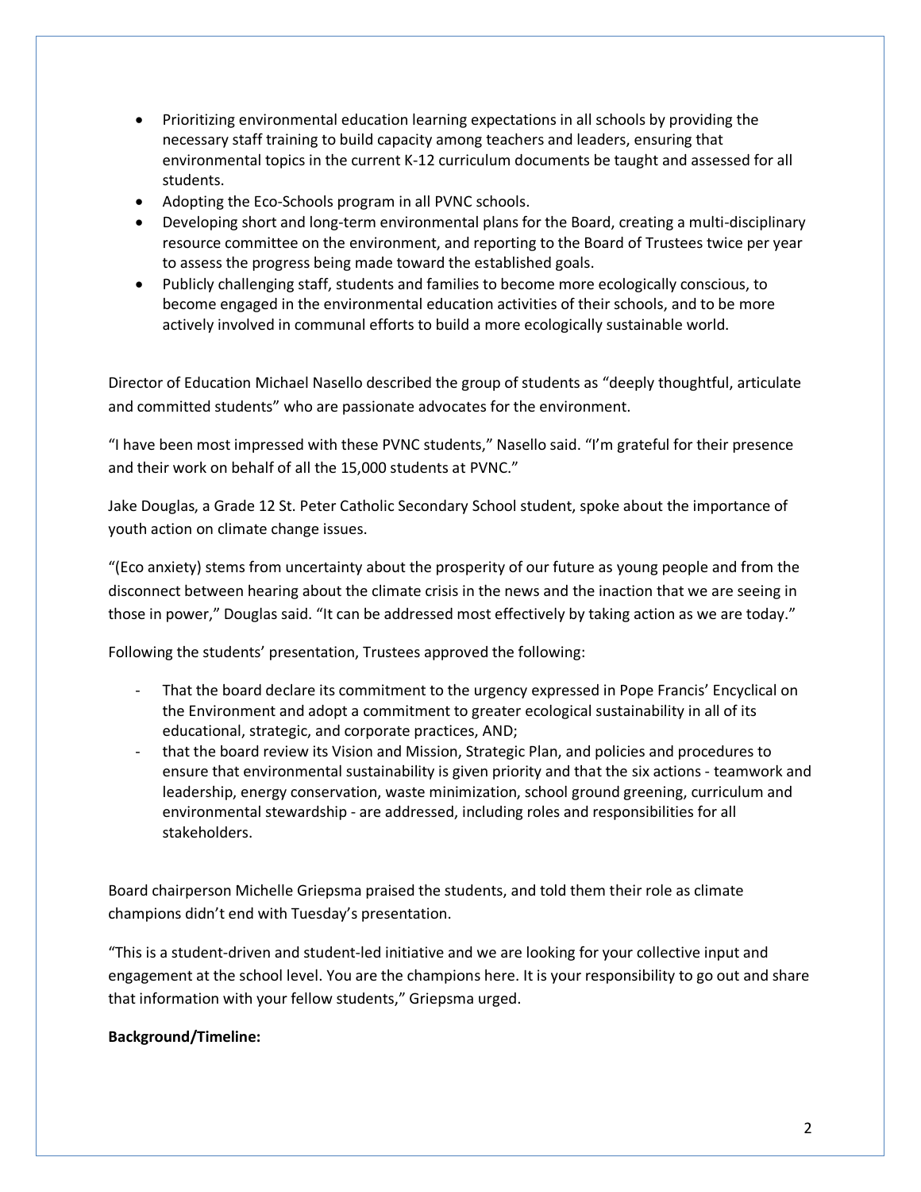- Prioritizing environmental education learning expectations in all schools by providing the necessary staff training to build capacity among teachers and leaders, ensuring that environmental topics in the current K-12 curriculum documents be taught and assessed for all students.
- Adopting the Eco-Schools program in all PVNC schools.
- Developing short and long-term environmental plans for the Board, creating a multi-disciplinary resource committee on the environment, and reporting to the Board of Trustees twice per year to assess the progress being made toward the established goals.
- Publicly challenging staff, students and families to become more ecologically conscious, to become engaged in the environmental education activities of their schools, and to be more actively involved in communal efforts to build a more ecologically sustainable world.

Director of Education Michael Nasello described the group of students as "deeply thoughtful, articulate and committed students" who are passionate advocates for the environment.

"I have been most impressed with these PVNC students," Nasello said. "I'm grateful for their presence and their work on behalf of all the 15,000 students at PVNC."

Jake Douglas, a Grade 12 St. Peter Catholic Secondary School student, spoke about the importance of youth action on climate change issues.

"(Eco anxiety) stems from uncertainty about the prosperity of our future as young people and from the disconnect between hearing about the climate crisis in the news and the inaction that we are seeing in those in power," Douglas said. "It can be addressed most effectively by taking action as we are today."

Following the students' presentation, Trustees approved the following:

- That the board declare its commitment to the urgency expressed in Pope Francis' Encyclical on the Environment and adopt a commitment to greater ecological sustainability in all of its educational, strategic, and corporate practices, AND;
- that the board review its Vision and Mission, Strategic Plan, and policies and procedures to ensure that environmental sustainability is given priority and that the six actions - teamwork and leadership, energy conservation, waste minimization, school ground greening, curriculum and environmental stewardship - are addressed, including roles and responsibilities for all stakeholders.

Board chairperson Michelle Griepsma praised the students, and told them their role as climate champions didn't end with Tuesday's presentation.

"This is a student-driven and student-led initiative and we are looking for your collective input and engagement at the school level. You are the champions here. It is your responsibility to go out and share that information with your fellow students," Griepsma urged.

**Background/Timeline:**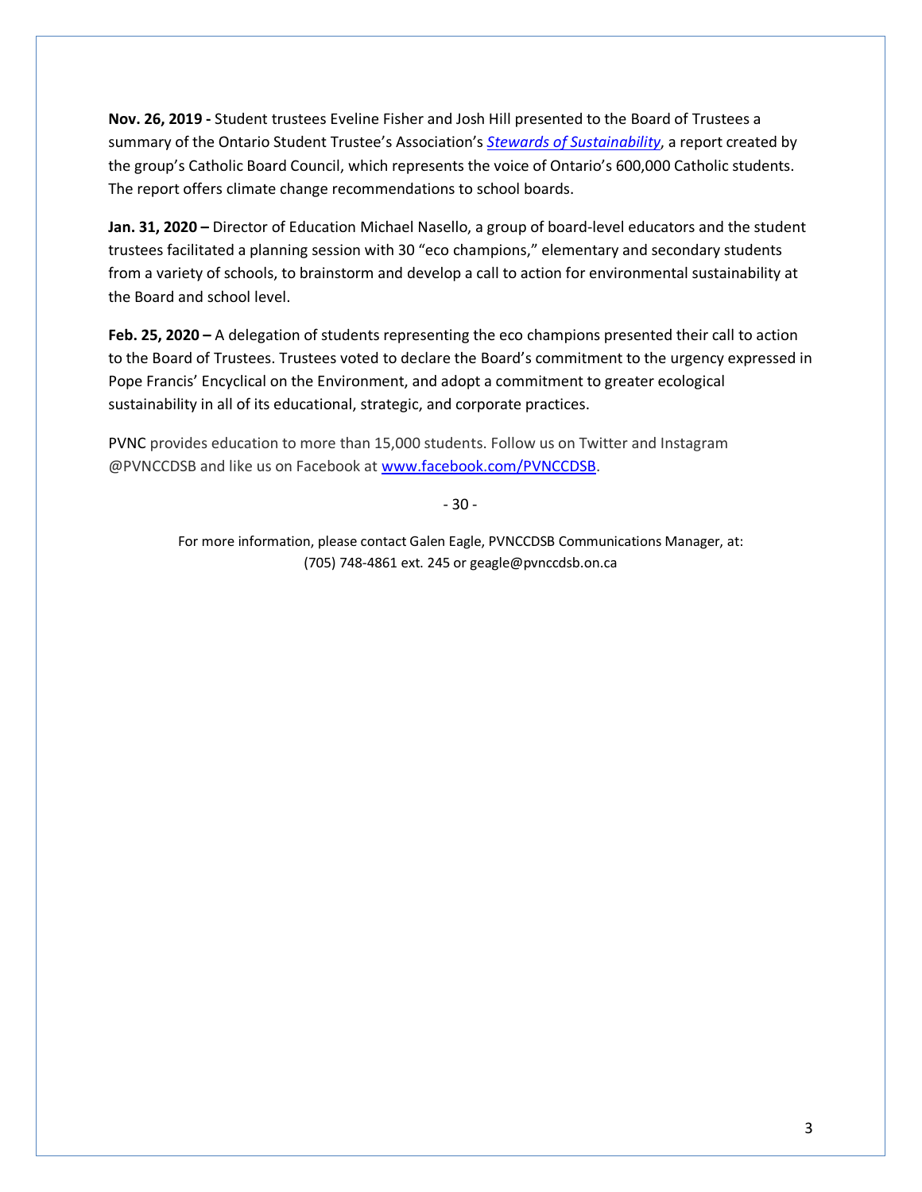**Nov. 26, 2019 -** Student trustees Eveline Fisher and Josh Hill presented to the Board of Trustees a summary of the Ontario Student Trustee's Association's [*Stewards of Sustainability*](), a report created by the group's Catholic Board Council, which represents the voice of Ontario's 600,000 Catholic students. The report offers climate change recommendations to school boards.

**Jan. 31, 2020 –** Director of Education Michael Nasello, a group of board-level educators and the student trustees facilitated a planning session with 30 "eco champions," elementary and secondary students from a variety of schools, to brainstorm and develop a call to action for environmental sustainability at the Board and school level.

**Feb. 25, 2020 –** A delegation of students representing the eco champions presented their call to action to the Board of Trustees. Trustees voted to declare the Board's commitment to the urgency expressed in Pope Francis' Encyclical on the Environment, and adopt a commitment to greater ecological sustainability in all of its educational, strategic, and corporate practices.

PVNC provides education to more than 15,000 students. Follow us on Twitter and Instagram @PVNCCDSB and like us on Facebook at [www.facebook.com/PVNCCDSB](www.facebook.com/PVNCCDSB).

- 30 -

For more information, please contact Galen Eagle, PVNCCDSB Communications Manager, at: (705) 748-4861 ext. 245 or geagle@pvnccdsb.on.ca